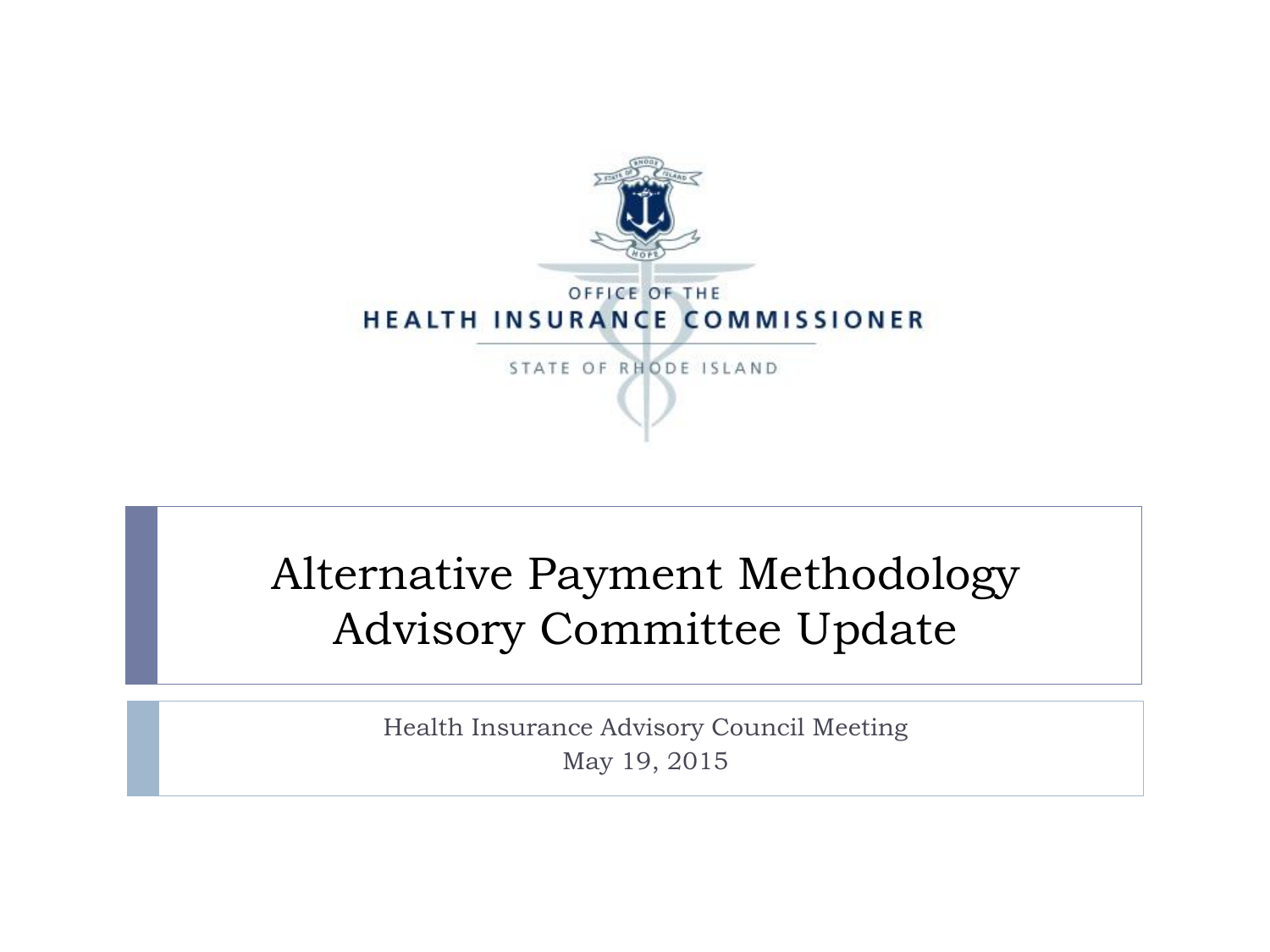OFFICE OF THE
HEALTH INSURANCE COMMISSIONER
STATE OF RHODE ISLAND

# Alternative Payment Methodology Advisory Committee Update

Health Insurance Advisory Council Meeting
May 19, 2015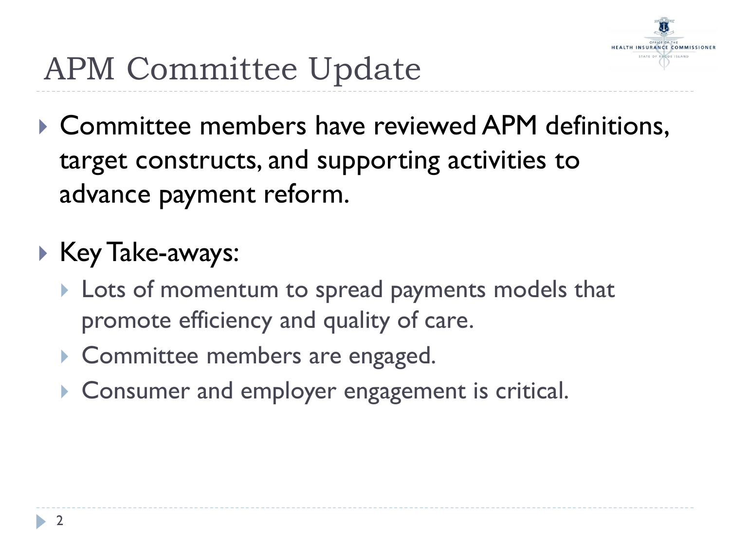# APM Committee Update

- Committee members have reviewed APM definitions, target constructs, and supporting activities to advance payment reform.
- Key Take-aways:
  - Lots of momentum to spread payments models that promote efficiency and quality of care.
  - Committee members are engaged.
  - Consumer and employer engagement is critical.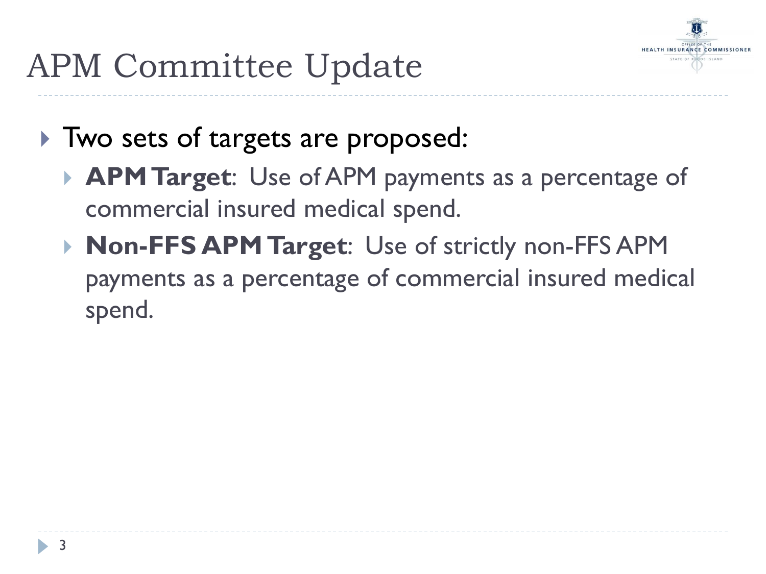# APM Committee Update

- Two sets of targets are proposed:
  - **APM Target**: Use of APM payments as a percentage of commercial insured medical spend.
  - **Non-FFS APM Target**: Use of strictly non-FFS APM payments as a percentage of commercial insured medical spend.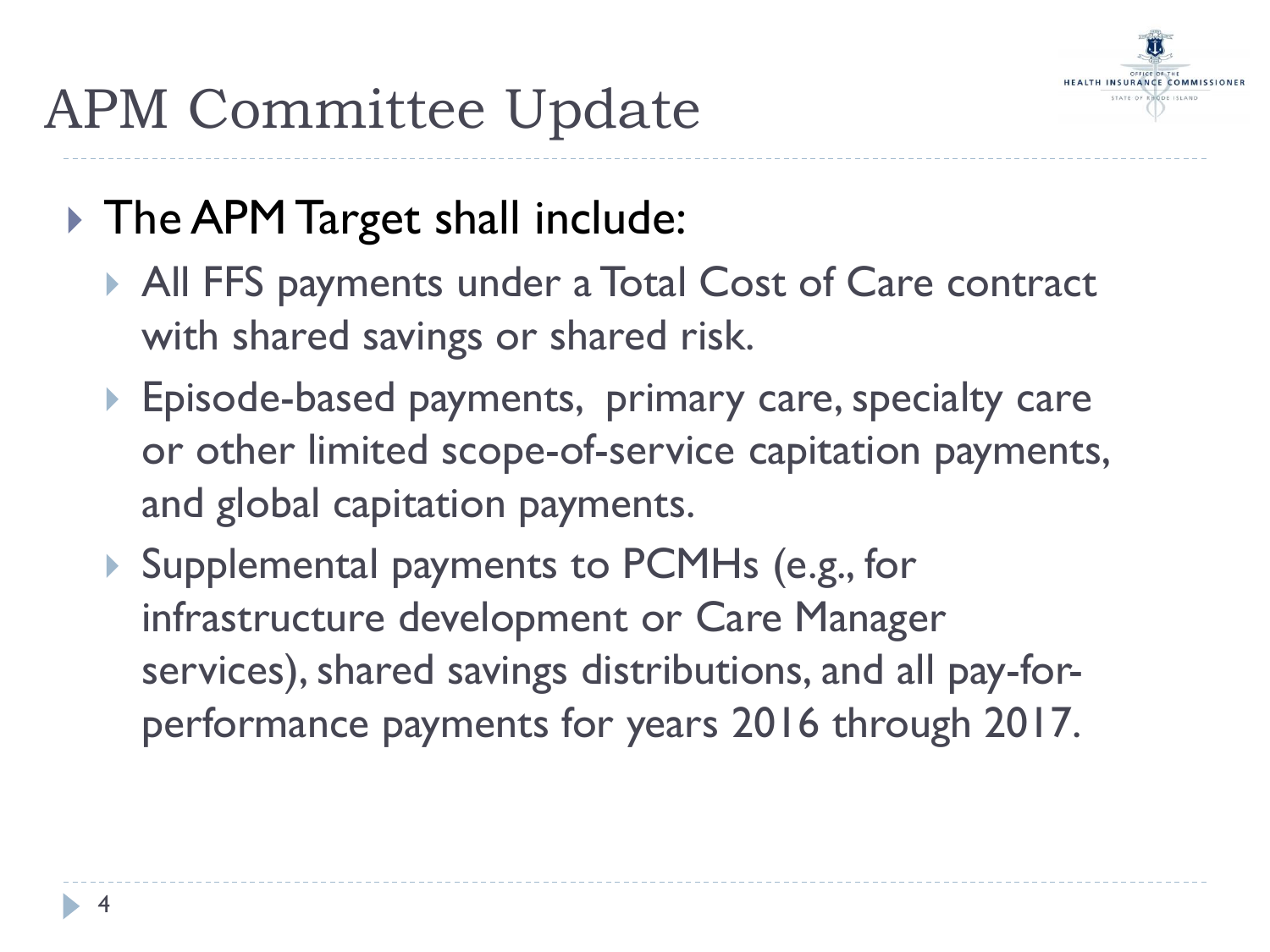# APM Committee Update

- The APM Target shall include:
  - All FFS payments under a Total Cost of Care contract with shared savings or shared risk.
  - Episode-based payments, primary care, specialty care or other limited scope-of-service capitation payments, and global capitation payments.
  - Supplemental payments to PCMHs (e.g., for infrastructure development or Care Manager services), shared savings distributions, and all pay-for-performance payments for years 2016 through 2017.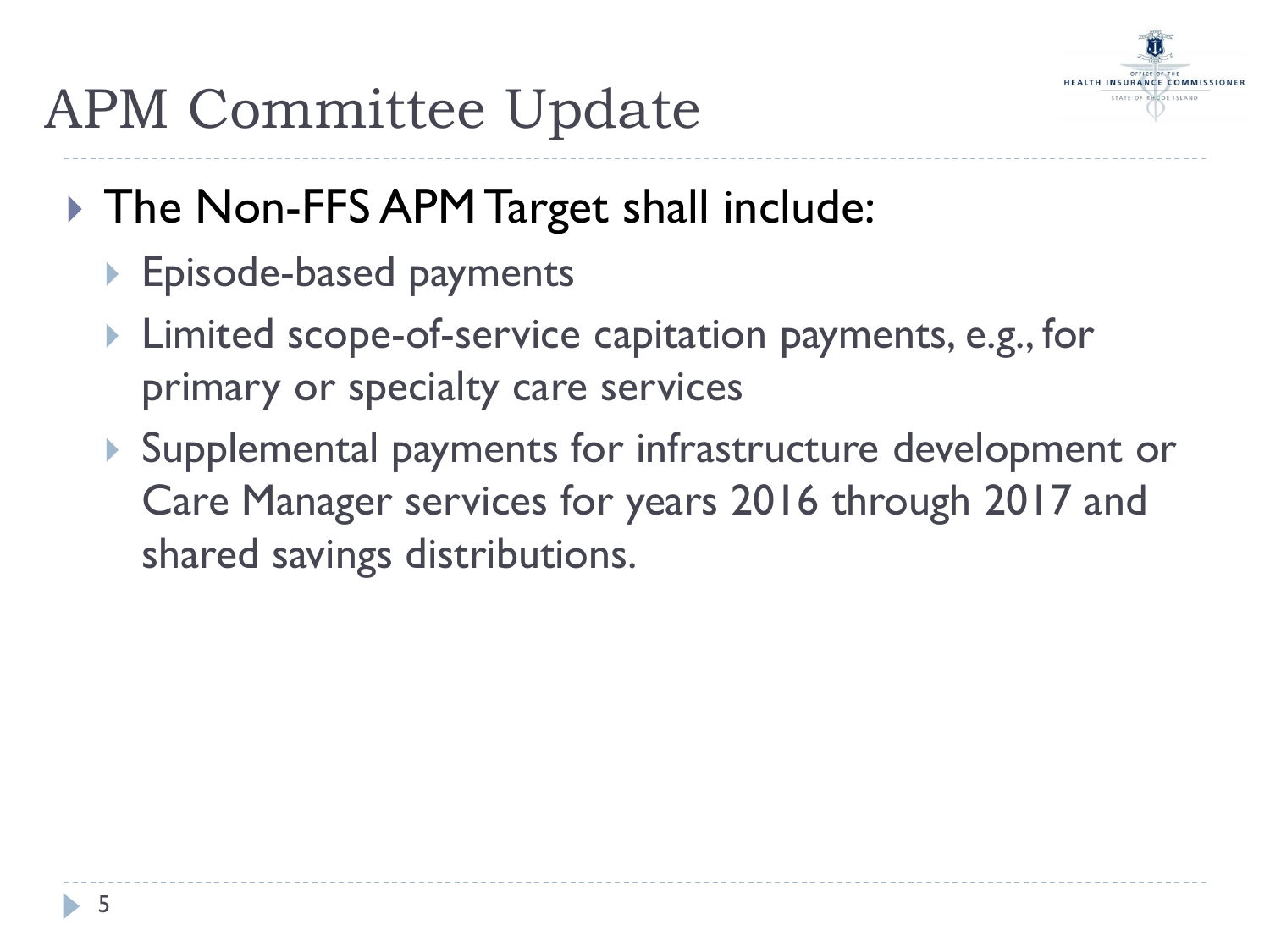# APM Committee Update

- The Non-FFS APM Target shall include:
  - Episode-based payments
  - Limited scope-of-service capitation payments, e.g., for primary or specialty care services
  - Supplemental payments for infrastructure development or Care Manager services for years 2016 through 2017 and shared savings distributions.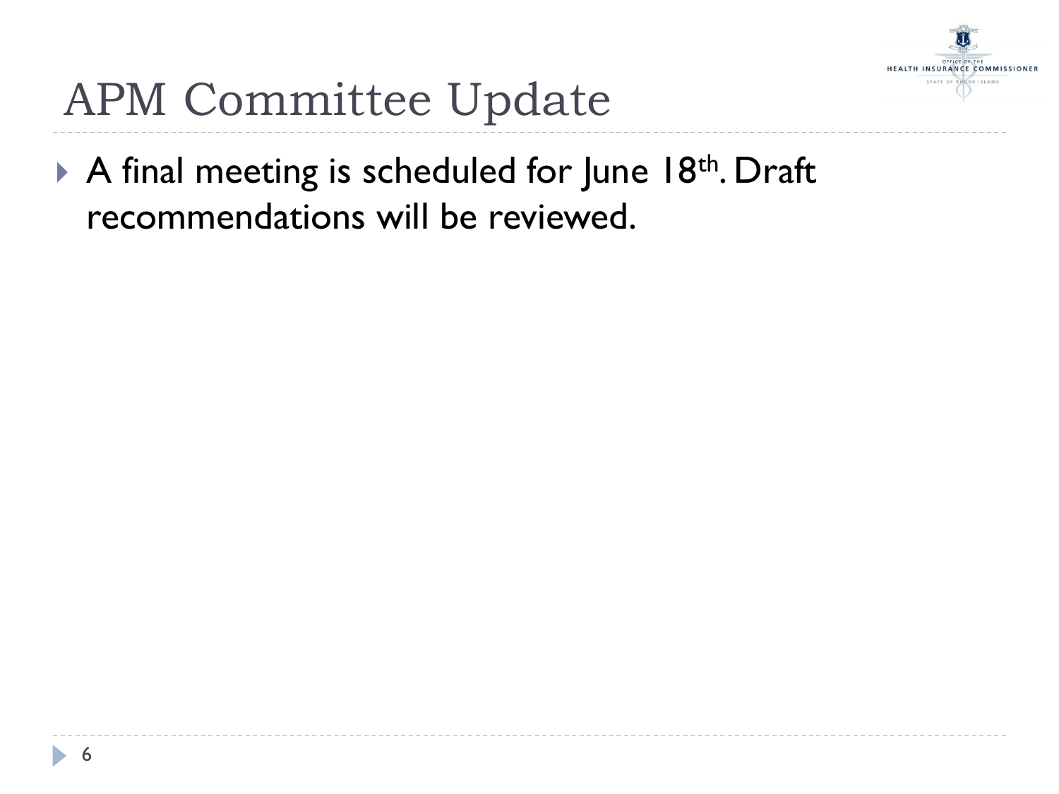# APM Committee Update

- A final meeting is scheduled for June 18th. Draft recommendations will be reviewed.